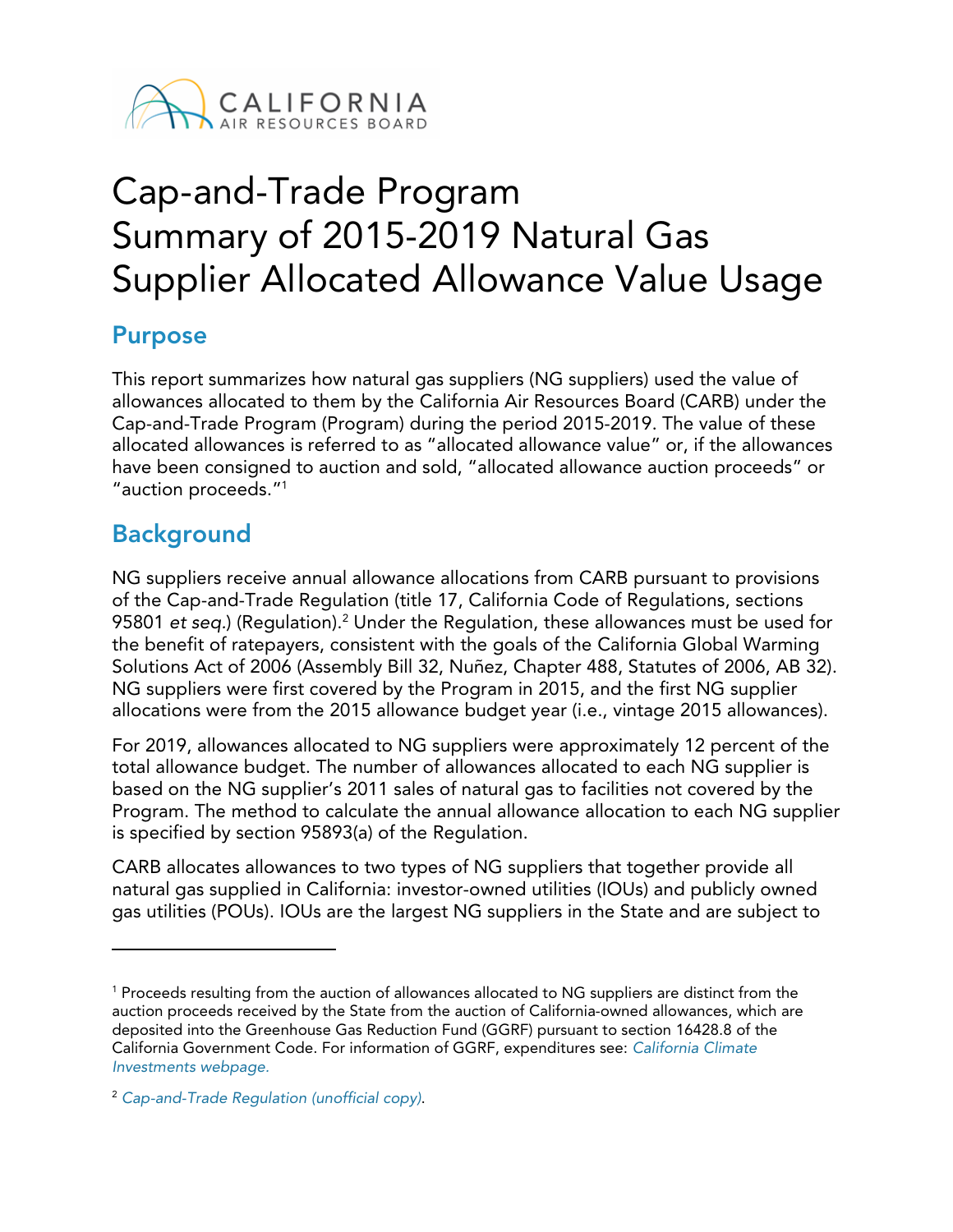# Cap-and-Trade Program Summary of 2015-2019 Natural Gas Supplier Allocated Allowance Value Usage

## Purpose

This report summarizes how natural gas suppliers (NG suppliers) used the value of allowances allocated to them by the California Air Resources Board (CARB) under the Cap-and-Trade Program (Program) during the period 2015-2019. The value of these allocated allowances is referred to as "allocated allowance value" or, if the allowances have been consigned to auction and sold, "allocated allowance auction proceeds" or "auction proceeds."[1]

## Background

NG suppliers receive annual allowance allocations from CARB pursuant to provisions of the Cap-and-Trade Regulation (title 17, California Code of Regulations, sections 95801 *et seq.*) (Regulation).[2] Under the Regulation, these allowances must be used for the benefit of ratepayers, consistent with the goals of the California Global Warming Solutions Act of 2006 (Assembly Bill 32, Nuñez, Chapter 488, Statutes of 2006, AB 32). NG suppliers were first covered by the Program in 2015, and the first NG supplier allocations were from the 2015 allowance budget year (i.e., vintage 2015 allowances).

For 2019, allowances allocated to NG suppliers were approximately 12 percent of the total allowance budget. The number of allowances allocated to each NG supplier is based on the NG supplier's 2011 sales of natural gas to facilities not covered by the Program. The method to calculate the annual allowance allocation to each NG supplier is specified by section 95893(a) of the Regulation.

CARB allocates allowances to two types of NG suppliers that together provide all natural gas supplied in California: investor-owned utilities (IOUs) and publicly owned gas utilities (POUs). IOUs are the largest NG suppliers in the State and are subject to

---

[1] Proceeds resulting from the auction of allowances allocated to NG suppliers are distinct from the auction proceeds received by the State from the auction of California-owned allowances, which are deposited into the Greenhouse Gas Reduction Fund (GGRF) pursuant to section 16428.8 of the California Government Code. For information of GGRF, expenditures see: *California Climate Investments webpage.*

[2] *Cap-and-Trade Regulation (unofficial copy).*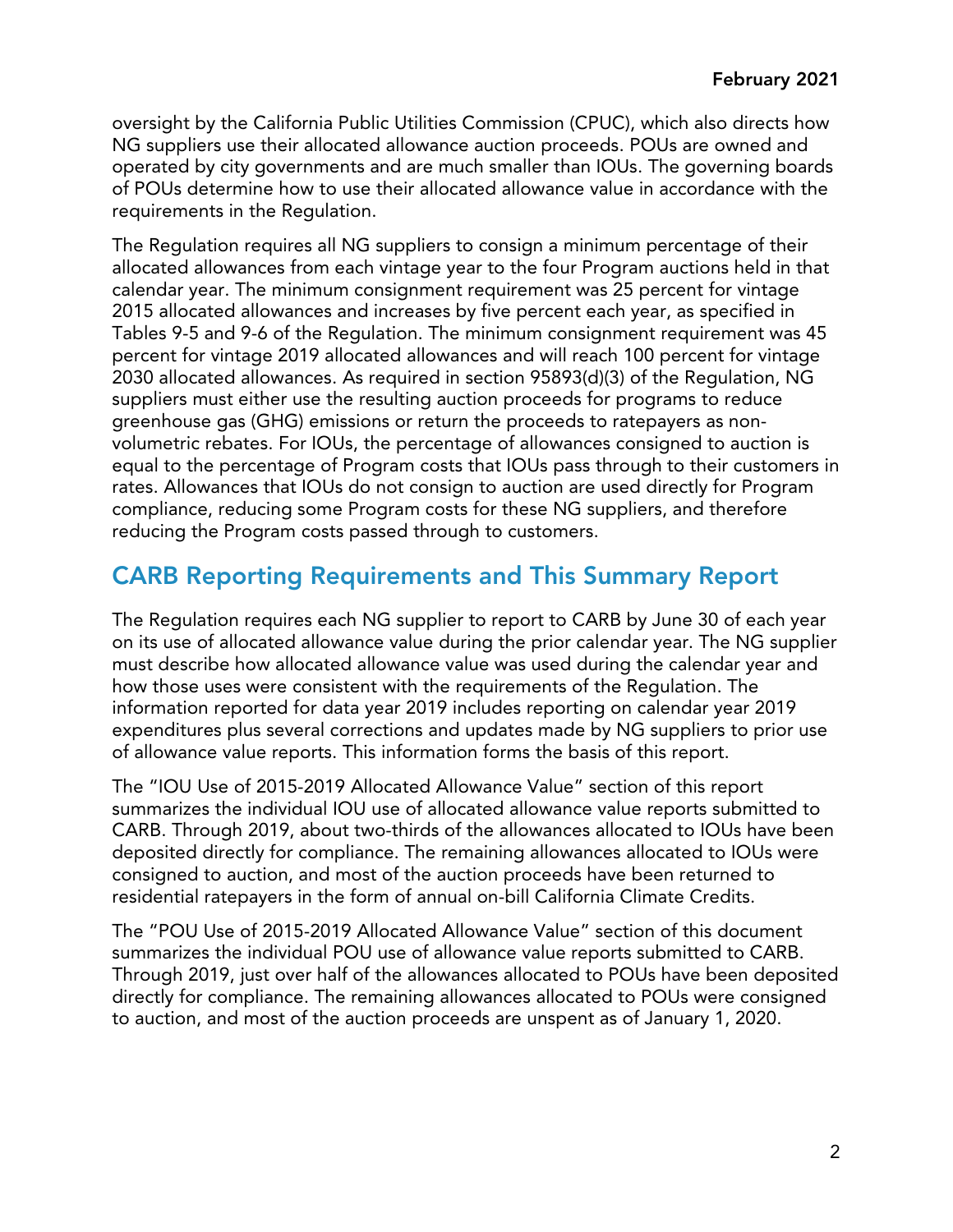oversight by the California Public Utilities Commission (CPUC), which also directs how NG suppliers use their allocated allowance auction proceeds. POUs are owned and operated by city governments and are much smaller than IOUs. The governing boards of POUs determine how to use their allocated allowance value in accordance with the requirements in the Regulation.

The Regulation requires all NG suppliers to consign a minimum percentage of their allocated allowances from each vintage year to the four Program auctions held in that calendar year. The minimum consignment requirement was 25 percent for vintage 2015 allocated allowances and increases by five percent each year, as specified in Tables 9-5 and 9-6 of the Regulation. The minimum consignment requirement was 45 percent for vintage 2019 allocated allowances and will reach 100 percent for vintage 2030 allocated allowances. As required in section 95893(d)(3) of the Regulation, NG suppliers must either use the resulting auction proceeds for programs to reduce greenhouse gas (GHG) emissions or return the proceeds to ratepayers as non-volumetric rebates. For IOUs, the percentage of allowances consigned to auction is equal to the percentage of Program costs that IOUs pass through to their customers in rates. Allowances that IOUs do not consign to auction are used directly for Program compliance, reducing some Program costs for these NG suppliers, and therefore reducing the Program costs passed through to customers.

## CARB Reporting Requirements and This Summary Report

The Regulation requires each NG supplier to report to CARB by June 30 of each year on its use of allocated allowance value during the prior calendar year. The NG supplier must describe how allocated allowance value was used during the calendar year and how those uses were consistent with the requirements of the Regulation. The information reported for data year 2019 includes reporting on calendar year 2019 expenditures plus several corrections and updates made by NG suppliers to prior use of allowance value reports. This information forms the basis of this report.

The "IOU Use of 2015-2019 Allocated Allowance Value" section of this report summarizes the individual IOU use of allocated allowance value reports submitted to CARB. Through 2019, about two-thirds of the allowances allocated to IOUs have been deposited directly for compliance. The remaining allowances allocated to IOUs were consigned to auction, and most of the auction proceeds have been returned to residential ratepayers in the form of annual on-bill California Climate Credits.

The "POU Use of 2015-2019 Allocated Allowance Value" section of this document summarizes the individual POU use of allowance value reports submitted to CARB. Through 2019, just over half of the allowances allocated to POUs have been deposited directly for compliance. The remaining allowances allocated to POUs were consigned to auction, and most of the auction proceeds are unspent as of January 1, 2020.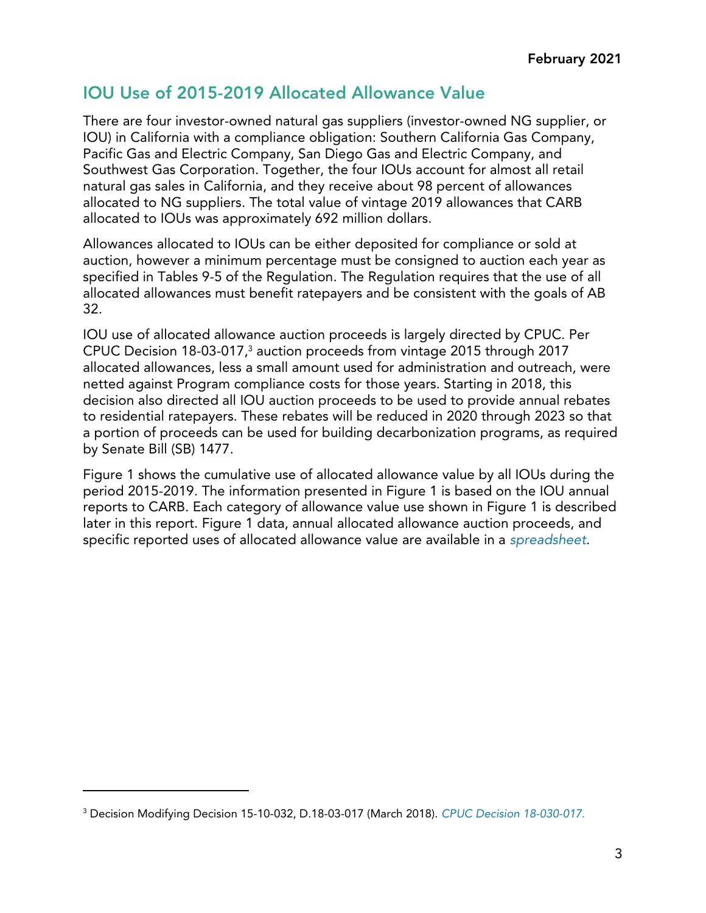## IOU Use of 2015-2019 Allocated Allowance Value

There are four investor-owned natural gas suppliers (investor-owned NG supplier, or IOU) in California with a compliance obligation: Southern California Gas Company, Pacific Gas and Electric Company, San Diego Gas and Electric Company, and Southwest Gas Corporation. Together, the four IOUs account for almost all retail natural gas sales in California, and they receive about 98 percent of allowances allocated to NG suppliers. The total value of vintage 2019 allowances that CARB allocated to IOUs was approximately 692 million dollars.

Allowances allocated to IOUs can be either deposited for compliance or sold at auction, however a minimum percentage must be consigned to auction each year as specified in Tables 9-5 of the Regulation. The Regulation requires that the use of all allocated allowances must benefit ratepayers and be consistent with the goals of AB 32.

IOU use of allocated allowance auction proceeds is largely directed by CPUC. Per CPUC Decision 18-03-017,[3] auction proceeds from vintage 2015 through 2017 allocated allowances, less a small amount used for administration and outreach, were netted against Program compliance costs for those years. Starting in 2018, this decision also directed all IOU auction proceeds to be used to provide annual rebates to residential ratepayers. These rebates will be reduced in 2020 through 2023 so that a portion of proceeds can be used for building decarbonization programs, as required by Senate Bill (SB) 1477.

Figure 1 shows the cumulative use of allocated allowance value by all IOUs during the period 2015-2019. The information presented in Figure 1 is based on the IOU annual reports to CARB. Each category of allowance value use shown in Figure 1 is described later in this report. Figure 1 data, annual allocated allowance auction proceeds, and specific reported uses of allocated allowance value are available in a *spreadsheet*.

---

[3] Decision Modifying Decision 15-10-032, D.18-03-017 (March 2018). *CPUC Decision 18-030-017.*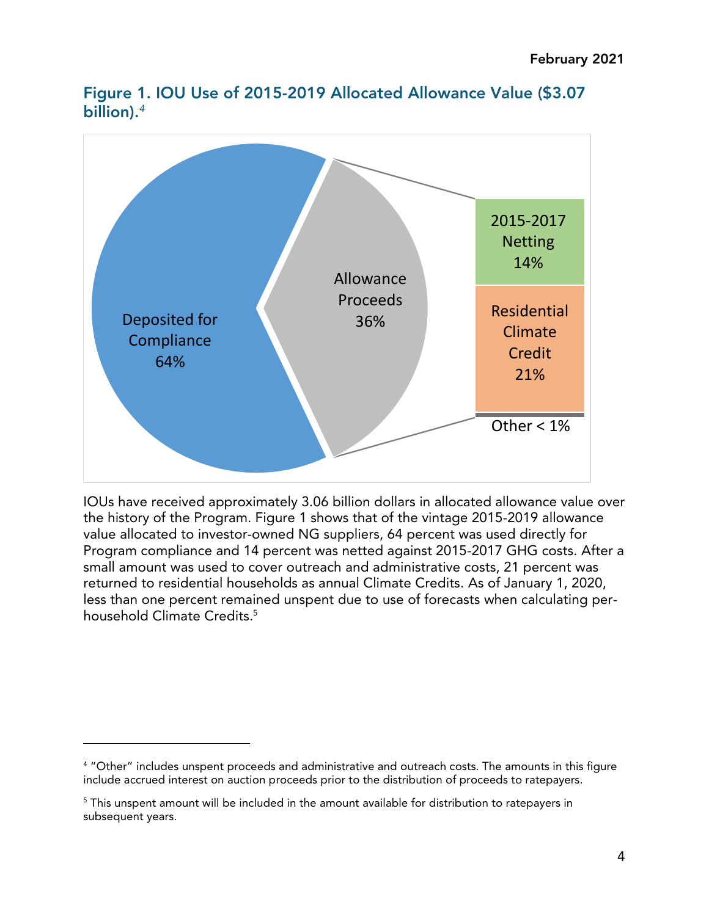### Figure 1. IOU Use of 2015-2019 Allocated Allowance Value ($3.07 billion).[4]

Deposited for Compliance 64%

Allowance Proceeds 36%

2015-2017 Netting 14%

Residential Climate Credit 21%

Other < 1%

IOUs have received approximately 3.06 billion dollars in allocated allowance value over the history of the Program. Figure 1 shows that of the vintage 2015-2019 allowance value allocated to investor-owned NG suppliers, 64 percent was used directly for Program compliance and 14 percent was netted against 2015-2017 GHG costs. After a small amount was used to cover outreach and administrative costs, 21 percent was returned to residential households as annual Climate Credits. As of January 1, 2020, less than one percent remained unspent due to use of forecasts when calculating per-household Climate Credits.[5]

---

[4] "Other" includes unspent proceeds and administrative and outreach costs. The amounts in this figure include accrued interest on auction proceeds prior to the distribution of proceeds to ratepayers.

[5] This unspent amount will be included in the amount available for distribution to ratepayers in subsequent years.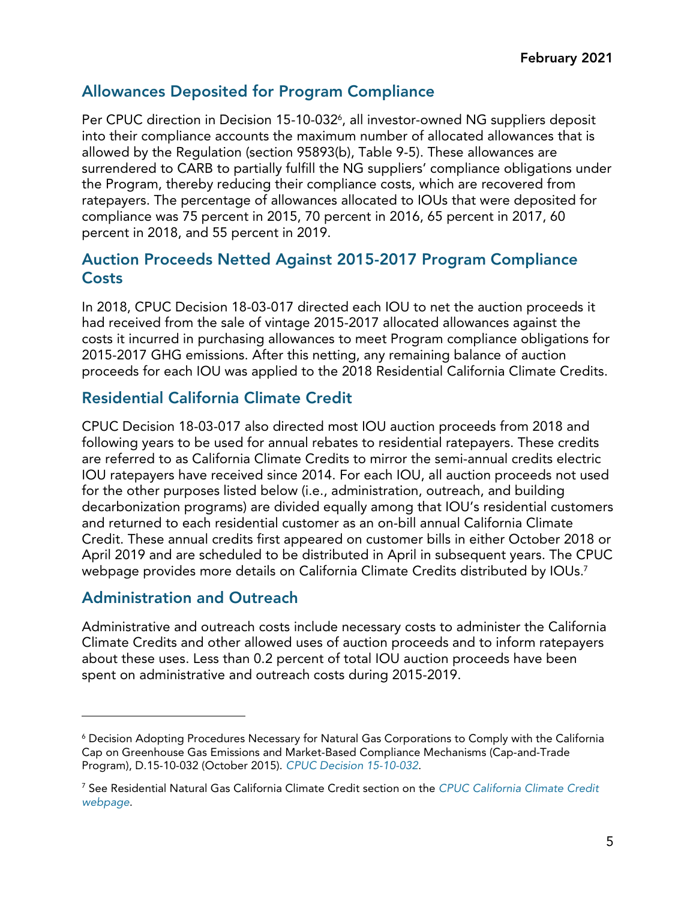## Allowances Deposited for Program Compliance

Per CPUC direction in Decision 15-10-032[6], all investor-owned NG suppliers deposit into their compliance accounts the maximum number of allocated allowances that is allowed by the Regulation (section 95893(b), Table 9-5). These allowances are surrendered to CARB to partially fulfill the NG suppliers' compliance obligations under the Program, thereby reducing their compliance costs, which are recovered from ratepayers. The percentage of allowances allocated to IOUs that were deposited for compliance was 75 percent in 2015, 70 percent in 2016, 65 percent in 2017, 60 percent in 2018, and 55 percent in 2019.

## Auction Proceeds Netted Against 2015-2017 Program Compliance Costs

In 2018, CPUC Decision 18-03-017 directed each IOU to net the auction proceeds it had received from the sale of vintage 2015-2017 allocated allowances against the costs it incurred in purchasing allowances to meet Program compliance obligations for 2015-2017 GHG emissions. After this netting, any remaining balance of auction proceeds for each IOU was applied to the 2018 Residential California Climate Credits.

## Residential California Climate Credit

CPUC Decision 18-03-017 also directed most IOU auction proceeds from 2018 and following years to be used for annual rebates to residential ratepayers. These credits are referred to as California Climate Credits to mirror the semi-annual credits electric IOU ratepayers have received since 2014. For each IOU, all auction proceeds not used for the other purposes listed below (i.e., administration, outreach, and building decarbonization programs) are divided equally among that IOU's residential customers and returned to each residential customer as an on-bill annual California Climate Credit. These annual credits first appeared on customer bills in either October 2018 or April 2019 and are scheduled to be distributed in April in subsequent years. The CPUC webpage provides more details on California Climate Credits distributed by IOUs.[7]

## Administration and Outreach

Administrative and outreach costs include necessary costs to administer the California Climate Credits and other allowed uses of auction proceeds and to inform ratepayers about these uses. Less than 0.2 percent of total IOU auction proceeds have been spent on administrative and outreach costs during 2015-2019.

---

[6] Decision Adopting Procedures Necessary for Natural Gas Corporations to Comply with the California Cap on Greenhouse Gas Emissions and Market-Based Compliance Mechanisms (Cap-and-Trade Program), D.15-10-032 (October 2015). *CPUC Decision 15-10-032*.

[7] See Residential Natural Gas California Climate Credit section on the *CPUC California Climate Credit webpage*.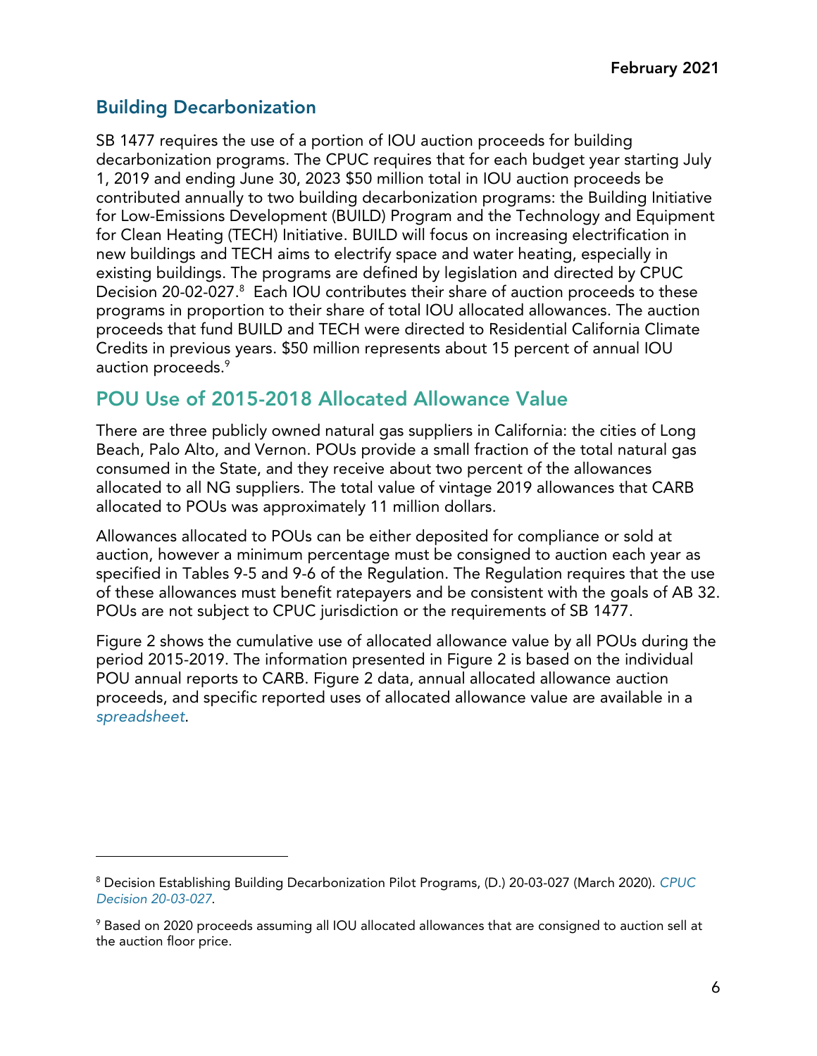## Building Decarbonization

SB 1477 requires the use of a portion of IOU auction proceeds for building decarbonization programs. The CPUC requires that for each budget year starting July 1, 2019 and ending June 30, 2023 $50 million total in IOU auction proceeds be contributed annually to two building decarbonization programs: the Building Initiative for Low-Emissions Development (BUILD) Program and the Technology and Equipment for Clean Heating (TECH) Initiative. BUILD will focus on increasing electrification in new buildings and TECH aims to electrify space and water heating, especially in existing buildings. The programs are defined by legislation and directed by CPUC Decision 20-02-027.[8] Each IOU contributes their share of auction proceeds to these programs in proportion to their share of total IOU allocated allowances. The auction proceeds that fund BUILD and TECH were directed to Residential California Climate Credits in previous years. $50 million represents about 15 percent of annual IOU auction proceeds.[9]

## POU Use of 2015-2018 Allocated Allowance Value

There are three publicly owned natural gas suppliers in California: the cities of Long Beach, Palo Alto, and Vernon. POUs provide a small fraction of the total natural gas consumed in the State, and they receive about two percent of the allowances allocated to all NG suppliers. The total value of vintage 2019 allowances that CARB allocated to POUs was approximately 11 million dollars.

Allowances allocated to POUs can be either deposited for compliance or sold at auction, however a minimum percentage must be consigned to auction each year as specified in Tables 9-5 and 9-6 of the Regulation. The Regulation requires that the use of these allowances must benefit ratepayers and be consistent with the goals of AB 32. POUs are not subject to CPUC jurisdiction or the requirements of SB 1477.

Figure 2 shows the cumulative use of allocated allowance value by all POUs during the period 2015-2019. The information presented in Figure 2 is based on the individual POU annual reports to CARB. Figure 2 data, annual allocated allowance auction proceeds, and specific reported uses of allocated allowance value are available in a *spreadsheet*.

---

[8] Decision Establishing Building Decarbonization Pilot Programs, (D.) 20-03-027 (March 2020). *CPUC Decision 20-03-027*.

[9] Based on 2020 proceeds assuming all IOU allocated allowances that are consigned to auction sell at the auction floor price.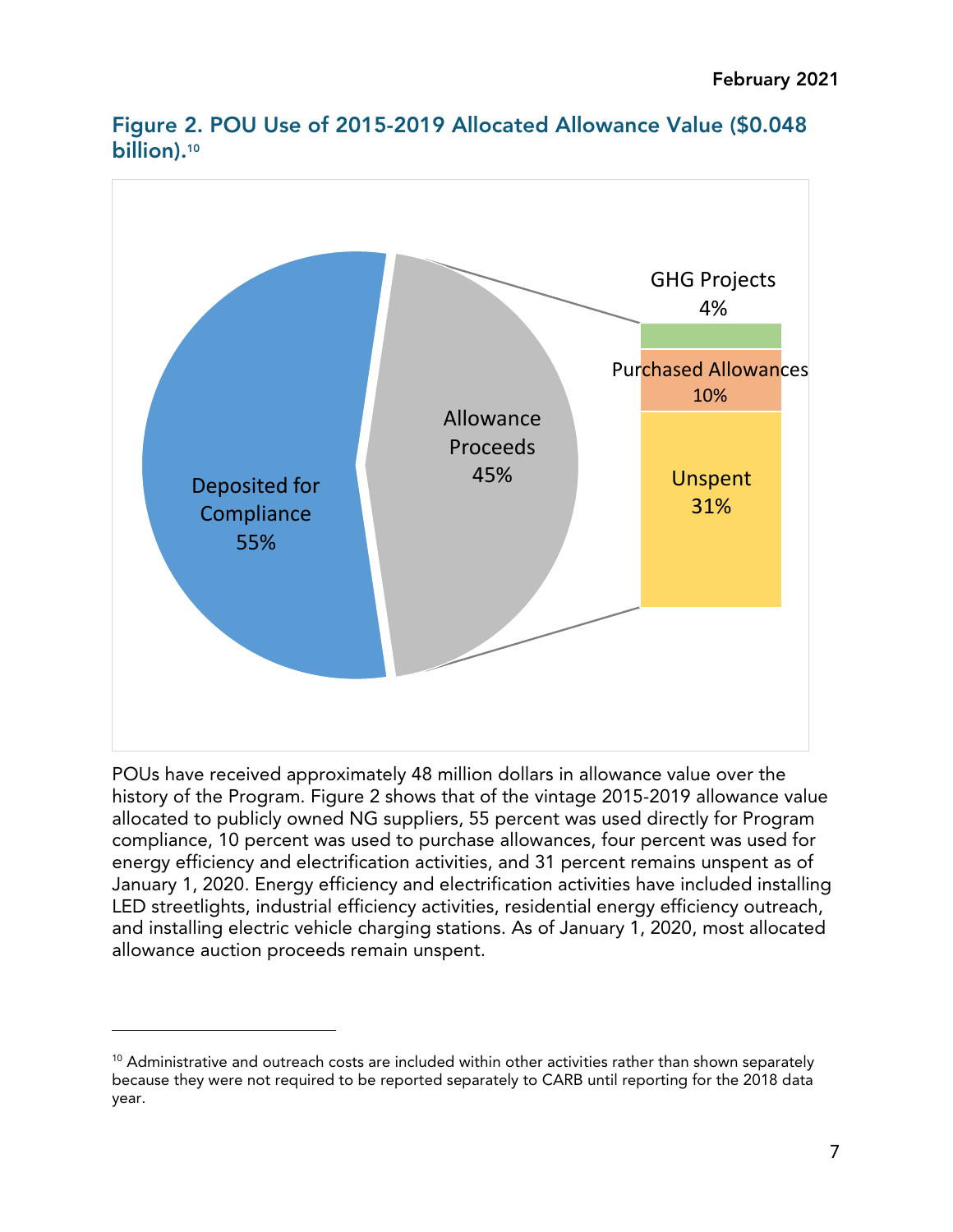### Figure 2. POU Use of 2015-2019 Allocated Allowance Value ($0.048 billion).[10]

Deposited for Compliance
55%

Allowance Proceeds
45%

GHG Projects
4%

Purchased Allowances
10%

Unspent
31%

POUs have received approximately 48 million dollars in allowance value over the history of the Program. Figure 2 shows that of the vintage 2015-2019 allowance value allocated to publicly owned NG suppliers, 55 percent was used directly for Program compliance, 10 percent was used to purchase allowances, four percent was used for energy efficiency and electrification activities, and 31 percent remains unspent as of January 1, 2020. Energy efficiency and electrification activities have included installing LED streetlights, industrial efficiency activities, residential energy efficiency outreach, and installing electric vehicle charging stations. As of January 1, 2020, most allocated allowance auction proceeds remain unspent.

[10] Administrative and outreach costs are included within other activities rather than shown separately because they were not required to be reported separately to CARB until reporting for the 2018 data year.